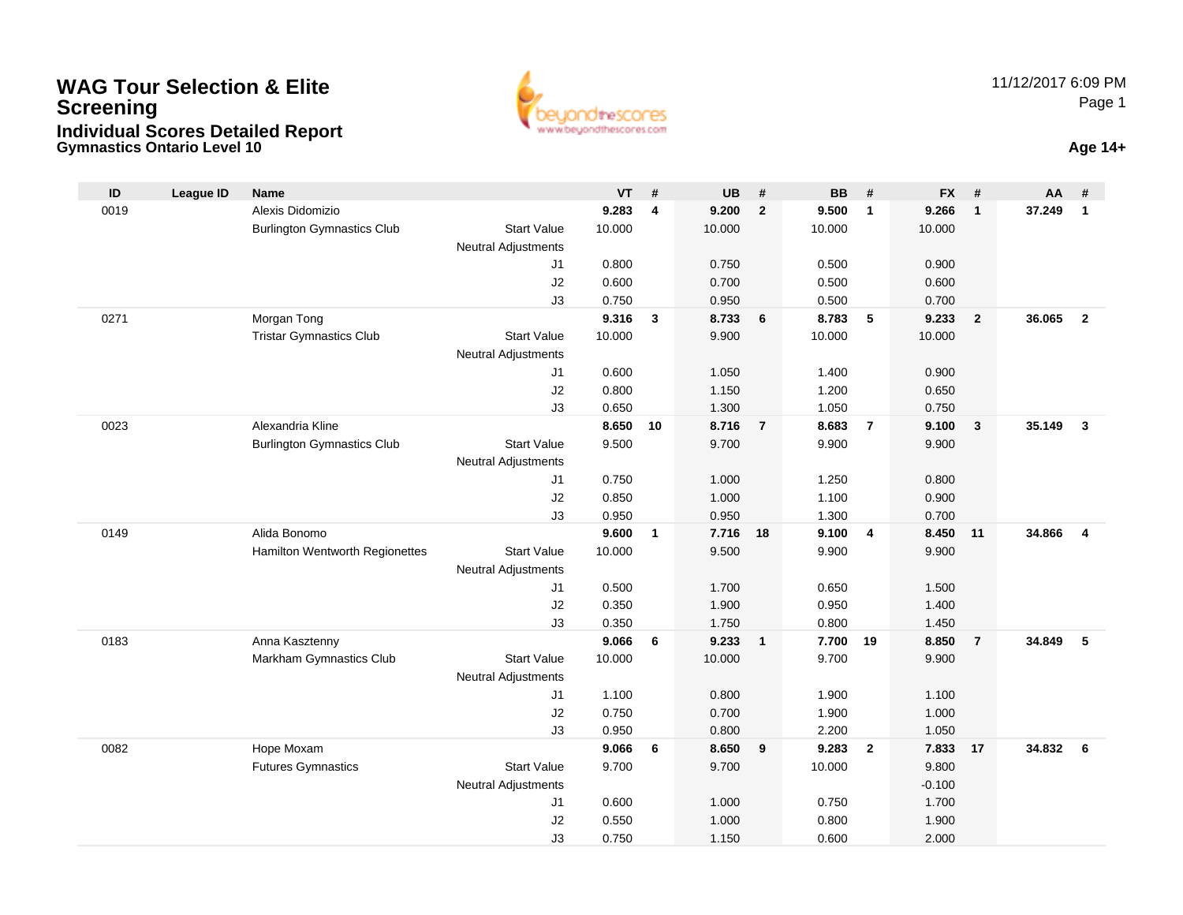# WAG Tour Selection & Elite Screening

## Individual Scores Detailed Report

### Gymnastics Ontario Level 10

11/12/2017 6:09 PM

**Age 14+**

| ID | League ID | Name | | VT | # | UB | # | BB | # | FX | # | AA | # |
|---|---|---|---|---|---|---|---|---|---|---|---|---|---|
| 0019 | | Alexis Didomizio | | **9.283** | **4** | **9.200** | **2** | **9.500** | **1** | **9.266** | **1** | **37.249** | **1** |
| | | Burlington Gymnastics Club | Start Value | 10.000 | | 10.000 | | 10.000 | | 10.000 | | | |
| | | | Neutral Adjustments | | | | | | | | | | |
| | | | J1 | 0.800 | | 0.750 | | 0.500 | | 0.900 | | | |
| | | | J2 | 0.600 | | 0.700 | | 0.500 | | 0.600 | | | |
| | | | J3 | 0.750 | | 0.950 | | 0.500 | | 0.700 | | | |
| 0271 | | Morgan Tong | | **9.316** | **3** | **8.733** | **6** | **8.783** | **5** | **9.233** | **2** | **36.065** | **2** |
| | | Tristar Gymnastics Club | Start Value | 10.000 | | 9.900 | | 10.000 | | 10.000 | | | |
| | | | Neutral Adjustments | | | | | | | | | | |
| | | | J1 | 0.600 | | 1.050 | | 1.400 | | 0.900 | | | |
| | | | J2 | 0.800 | | 1.150 | | 1.200 | | 0.650 | | | |
| | | | J3 | 0.650 | | 1.300 | | 1.050 | | 0.750 | | | |
| 0023 | | Alexandria Kline | | **8.650** | **10** | **8.716** | **7** | **8.683** | **7** | **9.100** | **3** | **35.149** | **3** |
| | | Burlington Gymnastics Club | Start Value | 9.500 | | 9.700 | | 9.900 | | 9.900 | | | |
| | | | Neutral Adjustments | | | | | | | | | | |
| | | | J1 | 0.750 | | 1.000 | | 1.250 | | 0.800 | | | |
| | | | J2 | 0.850 | | 1.000 | | 1.100 | | 0.900 | | | |
| | | | J3 | 0.950 | | 0.950 | | 1.300 | | 0.700 | | | |
| 0149 | | Alida Bonomo | | **9.600** | **1** | **7.716** | **18** | **9.100** | **4** | **8.450** | **11** | **34.866** | **4** |
| | | Hamilton Wentworth Regionettes | Start Value | 10.000 | | 9.500 | | 9.900 | | 9.900 | | | |
| | | | Neutral Adjustments | | | | | | | | | | |
| | | | J1 | 0.500 | | 1.700 | | 0.650 | | 1.500 | | | |
| | | | J2 | 0.350 | | 1.900 | | 0.950 | | 1.400 | | | |
| | | | J3 | 0.350 | | 1.750 | | 0.800 | | 1.450 | | | |
| 0183 | | Anna Kasztenny | | **9.066** | **6** | **9.233** | **1** | **7.700** | **19** | **8.850** | **7** | **34.849** | **5** |
| | | Markham Gymnastics Club | Start Value | 10.000 | | 10.000 | | 9.700 | | 9.900 | | | |
| | | | Neutral Adjustments | | | | | | | | | | |
| | | | J1 | 1.100 | | 0.800 | | 1.900 | | 1.100 | | | |
| | | | J2 | 0.750 | | 0.700 | | 1.900 | | 1.000 | | | |
| | | | J3 | 0.950 | | 0.800 | | 2.200 | | 1.050 | | | |
| 0082 | | Hope Moxam | | **9.066** | **6** | **8.650** | **9** | **9.283** | **2** | **7.833** | **17** | **34.832** | **6** |
| | | Futures Gymnastics | Start Value | 9.700 | | 9.700 | | 10.000 | | 9.800 | | | |
| | | | Neutral Adjustments | | | | | | | -0.100 | | | |
| | | | J1 | 0.600 | | 1.000 | | 0.750 | | 1.700 | | | |
| | | | J2 | 0.550 | | 1.000 | | 0.800 | | 1.900 | | | |
| | | | J3 | 0.750 | | 1.150 | | 0.600 | | 2.000 | | | |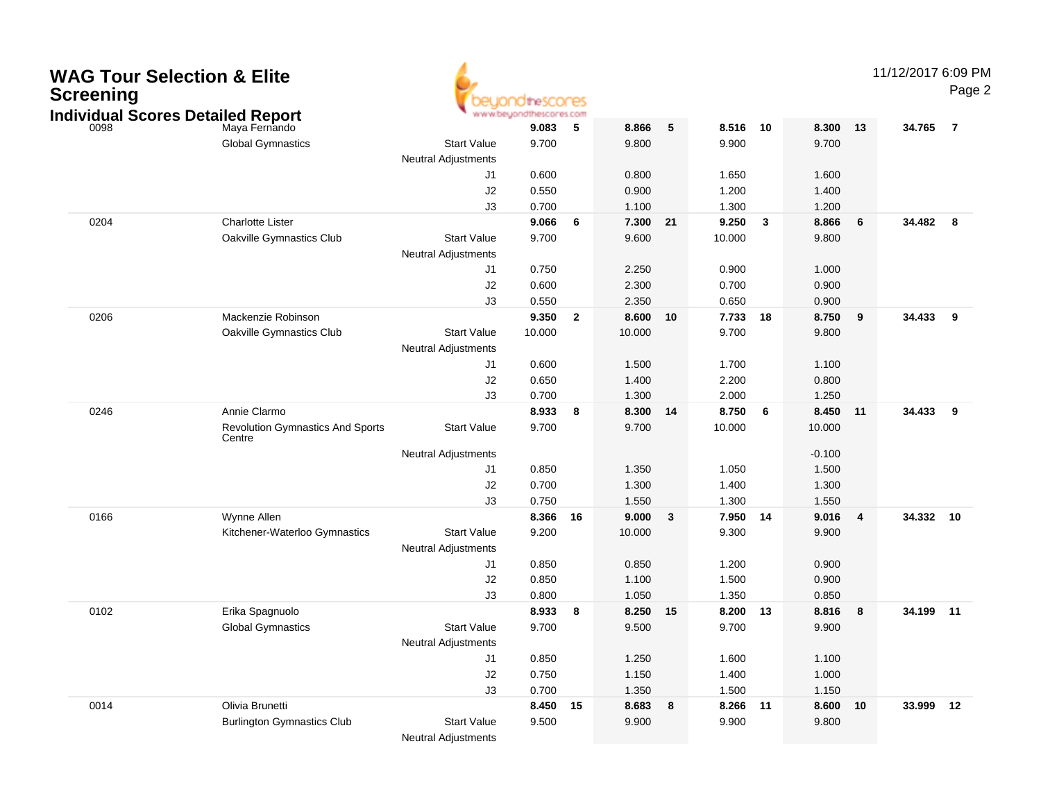# WAG Tour Selection & Elite Screening

## Individual Scores Detailed Report

| # | Name / Club | | Vault | Rank | Bars | Rank | Beam | Rank | Floor | Rank | AA | Rank |
|---|---|---|---|---|---|---|---|---|---|---|---|---|
| 0098 | Maya Fernando | | **9.083** | **5** | **8.866** | **5** | **8.516** | **10** | **8.300** | **13** | **34.765** | **7** |
| | Global Gymnastics | Start Value | 9.700 | | 9.800 | | 9.900 | | 9.700 | | | |
| | | Neutral Adjustments | | | | | | | | | | |
| | | J1 | 0.600 | | 0.800 | | 1.650 | | 1.600 | | | |
| | | J2 | 0.550 | | 0.900 | | 1.200 | | 1.400 | | | |
| | | J3 | 0.700 | | 1.100 | | 1.300 | | 1.200 | | | |
| 0204 | Charlotte Lister | | **9.066** | **6** | **7.300** | **21** | **9.250** | **3** | **8.866** | **6** | **34.482** | **8** |
| | Oakville Gymnastics Club | Start Value | 9.700 | | 9.600 | | 10.000 | | 9.800 | | | |
| | | Neutral Adjustments | | | | | | | | | | |
| | | J1 | 0.750 | | 2.250 | | 0.900 | | 1.000 | | | |
| | | J2 | 0.600 | | 2.300 | | 0.700 | | 0.900 | | | |
| | | J3 | 0.550 | | 2.350 | | 0.650 | | 0.900 | | | |
| 0206 | Mackenzie Robinson | | **9.350** | **2** | **8.600** | **10** | **7.733** | **18** | **8.750** | **9** | **34.433** | **9** |
| | Oakville Gymnastics Club | Start Value | 10.000 | | 10.000 | | 9.700 | | 9.800 | | | |
| | | Neutral Adjustments | | | | | | | | | | |
| | | J1 | 0.600 | | 1.500 | | 1.700 | | 1.100 | | | |
| | | J2 | 0.650 | | 1.400 | | 2.200 | | 0.800 | | | |
| | | J3 | 0.700 | | 1.300 | | 2.000 | | 1.250 | | | |
| 0246 | Annie Clarmo | | **8.933** | **8** | **8.300** | **14** | **8.750** | **6** | **8.450** | **11** | **34.433** | **9** |
| | Revolution Gymnastics And Sports Centre | Start Value | 9.700 | | 9.700 | | 10.000 | | 10.000 | | | |
| | | Neutral Adjustments | | | | | | | -0.100 | | | |
| | | J1 | 0.850 | | 1.350 | | 1.050 | | 1.500 | | | |
| | | J2 | 0.700 | | 1.300 | | 1.400 | | 1.300 | | | |
| | | J3 | 0.750 | | 1.550 | | 1.300 | | 1.550 | | | |
| 0166 | Wynne Allen | | **8.366** | **16** | **9.000** | **3** | **7.950** | **14** | **9.016** | **4** | **34.332** | **10** |
| | Kitchener-Waterloo Gymnastics | Start Value | 9.200 | | 10.000 | | 9.300 | | 9.900 | | | |
| | | Neutral Adjustments | | | | | | | | | | |
| | | J1 | 0.850 | | 0.850 | | 1.200 | | 0.900 | | | |
| | | J2 | 0.850 | | 1.100 | | 1.500 | | 0.900 | | | |
| | | J3 | 0.800 | | 1.050 | | 1.350 | | 0.850 | | | |
| 0102 | Erika Spagnuolo | | **8.933** | **8** | **8.250** | **15** | **8.200** | **13** | **8.816** | **8** | **34.199** | **11** |
| | Global Gymnastics | Start Value | 9.700 | | 9.500 | | 9.700 | | 9.900 | | | |
| | | Neutral Adjustments | | | | | | | | | | |
| | | J1 | 0.850 | | 1.250 | | 1.600 | | 1.100 | | | |
| | | J2 | 0.750 | | 1.150 | | 1.400 | | 1.000 | | | |
| | | J3 | 0.700 | | 1.350 | | 1.500 | | 1.150 | | | |
| 0014 | Olivia Brunetti | | **8.450** | **15** | **8.683** | **8** | **8.266** | **11** | **8.600** | **10** | **33.999** | **12** |
| | Burlington Gymnastics Club | Start Value | 9.500 | | 9.900 | | 9.900 | | 9.800 | | | |
| | | Neutral Adjustments | | | | | | | | | | |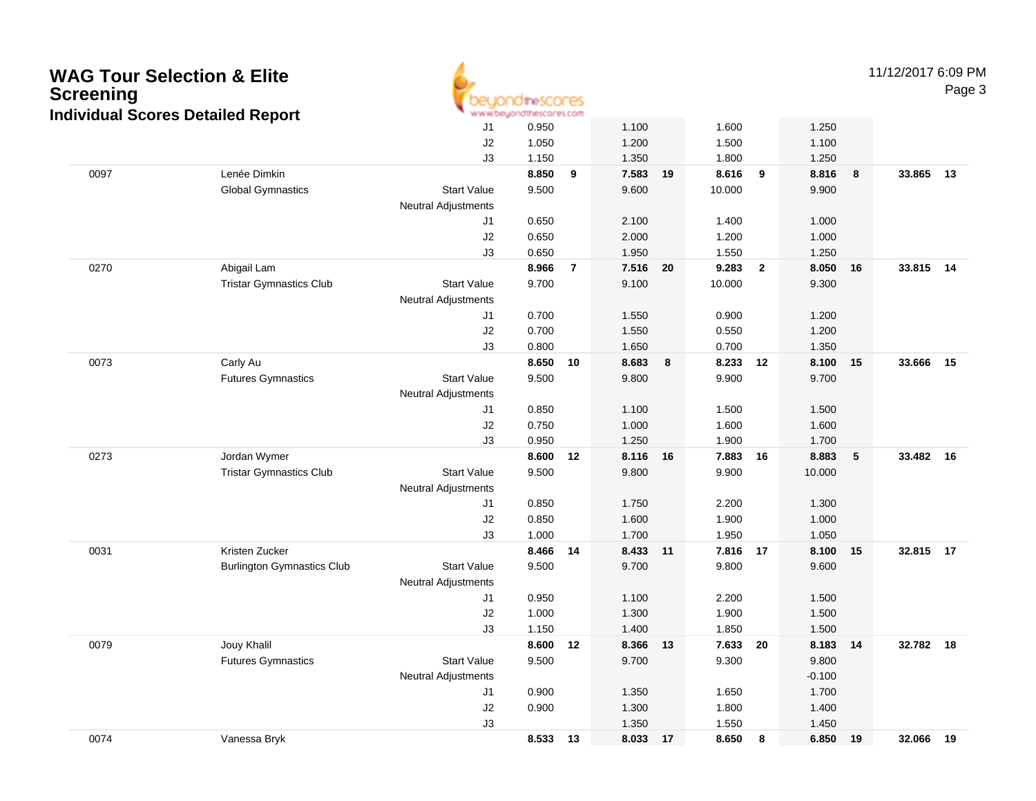# WAG Tour Selection & Elite Screening

## Individual Scores Detailed Report

11/12/2017 6:09 PM

| Num | Name / Club | | Vault | Rank | Bars | Rank | Beam | Rank | Floor | Rank | AA | Rank |
|---|---|---|---|---|---|---|---|---|---|---|---|---|
| | | J1 | 0.950 | | 1.100 | | 1.600 | | 1.250 | | | |
| | | J2 | 1.050 | | 1.200 | | 1.500 | | 1.100 | | | |
| | | J3 | 1.150 | | 1.350 | | 1.800 | | 1.250 | | | |
| 0097 | Lenée Dimkin | | **8.850** | **9** | **7.583** | **19** | **8.616** | **9** | **8.816** | **8** | **33.865** | **13** |
| | Global Gymnastics | Start Value | 9.500 | | 9.600 | | 10.000 | | 9.900 | | | |
| | | Neutral Adjustments | | | | | | | | | | |
| | | J1 | 0.650 | | 2.100 | | 1.400 | | 1.000 | | | |
| | | J2 | 0.650 | | 2.000 | | 1.200 | | 1.000 | | | |
| | | J3 | 0.650 | | 1.950 | | 1.550 | | 1.250 | | | |
| 0270 | Abigail Lam | | **8.966** | **7** | **7.516** | **20** | **9.283** | **2** | **8.050** | **16** | **33.815** | **14** |
| | Tristar Gymnastics Club | Start Value | 9.700 | | 9.100 | | 10.000 | | 9.300 | | | |
| | | Neutral Adjustments | | | | | | | | | | |
| | | J1 | 0.700 | | 1.550 | | 0.900 | | 1.200 | | | |
| | | J2 | 0.700 | | 1.550 | | 0.550 | | 1.200 | | | |
| | | J3 | 0.800 | | 1.650 | | 0.700 | | 1.350 | | | |
| 0073 | Carly Au | | **8.650** | **10** | **8.683** | **8** | **8.233** | **12** | **8.100** | **15** | **33.666** | **15** |
| | Futures Gymnastics | Start Value | 9.500 | | 9.800 | | 9.900 | | 9.700 | | | |
| | | Neutral Adjustments | | | | | | | | | | |
| | | J1 | 0.850 | | 1.100 | | 1.500 | | 1.500 | | | |
| | | J2 | 0.750 | | 1.000 | | 1.600 | | 1.600 | | | |
| | | J3 | 0.950 | | 1.250 | | 1.900 | | 1.700 | | | |
| 0273 | Jordan Wymer | | **8.600** | **12** | **8.116** | **16** | **7.883** | **16** | **8.883** | **5** | **33.482** | **16** |
| | Tristar Gymnastics Club | Start Value | 9.500 | | 9.800 | | 9.900 | | 10.000 | | | |
| | | Neutral Adjustments | | | | | | | | | | |
| | | J1 | 0.850 | | 1.750 | | 2.200 | | 1.300 | | | |
| | | J2 | 0.850 | | 1.600 | | 1.900 | | 1.000 | | | |
| | | J3 | 1.000 | | 1.700 | | 1.950 | | 1.050 | | | |
| 0031 | Kristen Zucker | | **8.466** | **14** | **8.433** | **11** | **7.816** | **17** | **8.100** | **15** | **32.815** | **17** |
| | Burlington Gymnastics Club | Start Value | 9.500 | | 9.700 | | 9.800 | | 9.600 | | | |
| | | Neutral Adjustments | | | | | | | | | | |
| | | J1 | 0.950 | | 1.100 | | 2.200 | | 1.500 | | | |
| | | J2 | 1.000 | | 1.300 | | 1.900 | | 1.500 | | | |
| | | J3 | 1.150 | | 1.400 | | 1.850 | | 1.500 | | | |
| 0079 | Jouy Khalil | | **8.600** | **12** | **8.366** | **13** | **7.633** | **20** | **8.183** | **14** | **32.782** | **18** |
| | Futures Gymnastics | Start Value | 9.500 | | 9.700 | | 9.300 | | 9.800 | | | |
| | | Neutral Adjustments | | | | | | | -0.100 | | | |
| | | J1 | 0.900 | | 1.350 | | 1.650 | | 1.700 | | | |
| | | J2 | 0.900 | | 1.300 | | 1.800 | | 1.400 | | | |
| | | J3 | | | 1.350 | | 1.550 | | 1.450 | | | |
| 0074 | Vanessa Bryk | | **8.533** | **13** | **8.033** | **17** | **8.650** | **8** | **6.850** | **19** | **32.066** | **19** |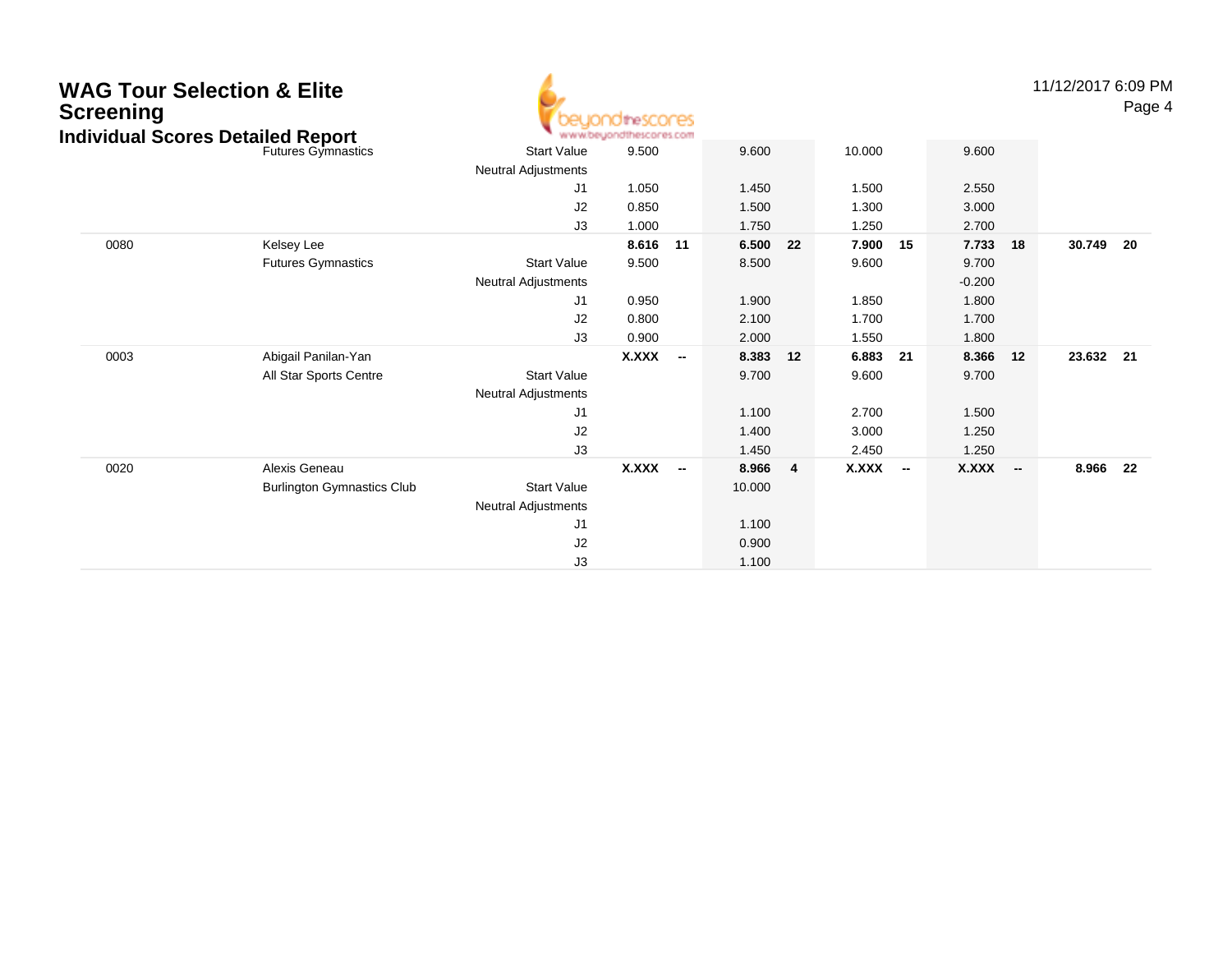# WAG Tour Selection & Elite Screening

## Individual Scores Detailed Report

| | | | | | | | | | | | | |
|---|---|---|---|---|---|---|---|---|---|---|---|---|
| | Futures Gymnastics | Start Value | 9.500 | | 9.600 | | 10.000 | | 9.600 | | | |
| | | Neutral Adjustments | | | | | | | | | | |
| | | J1 | 1.050 | | 1.450 | | 1.500 | | 2.550 | | | |
| | | J2 | 0.850 | | 1.500 | | 1.300 | | 3.000 | | | |
| | | J3 | 1.000 | | 1.750 | | 1.250 | | 2.700 | | | |
| 0080 | Kelsey Lee | | **8.616** | **11** | **6.500** | **22** | **7.900** | **15** | **7.733** | **18** | **30.749** | **20** |
| | Futures Gymnastics | Start Value | 9.500 | | 8.500 | | 9.600 | | 9.700 | | | |
| | | Neutral Adjustments | | | | | | | -0.200 | | | |
| | | J1 | 0.950 | | 1.900 | | 1.850 | | 1.800 | | | |
| | | J2 | 0.800 | | 2.100 | | 1.700 | | 1.700 | | | |
| | | J3 | 0.900 | | 2.000 | | 1.550 | | 1.800 | | | |
| 0003 | Abigail Panilan-Yan | | **X.XXX** | **--** | **8.383** | **12** | **6.883** | **21** | **8.366** | **12** | **23.632** | **21** |
| | All Star Sports Centre | Start Value | | | 9.700 | | 9.600 | | 9.700 | | | |
| | | Neutral Adjustments | | | | | | | | | | |
| | | J1 | | | 1.100 | | 2.700 | | 1.500 | | | |
| | | J2 | | | 1.400 | | 3.000 | | 1.250 | | | |
| | | J3 | | | 1.450 | | 2.450 | | 1.250 | | | |
| 0020 | Alexis Geneau | | **X.XXX** | **--** | **8.966** | **4** | **X.XXX** | **--** | **X.XXX** | **--** | **8.966** | **22** |
| | Burlington Gymnastics Club | Start Value | | | 10.000 | | | | | | | |
| | | Neutral Adjustments | | | | | | | | | | |
| | | J1 | | | 1.100 | | | | | | | |
| | | J2 | | | 0.900 | | | | | | | |
| | | J3 | | | 1.100 | | | | | | | |